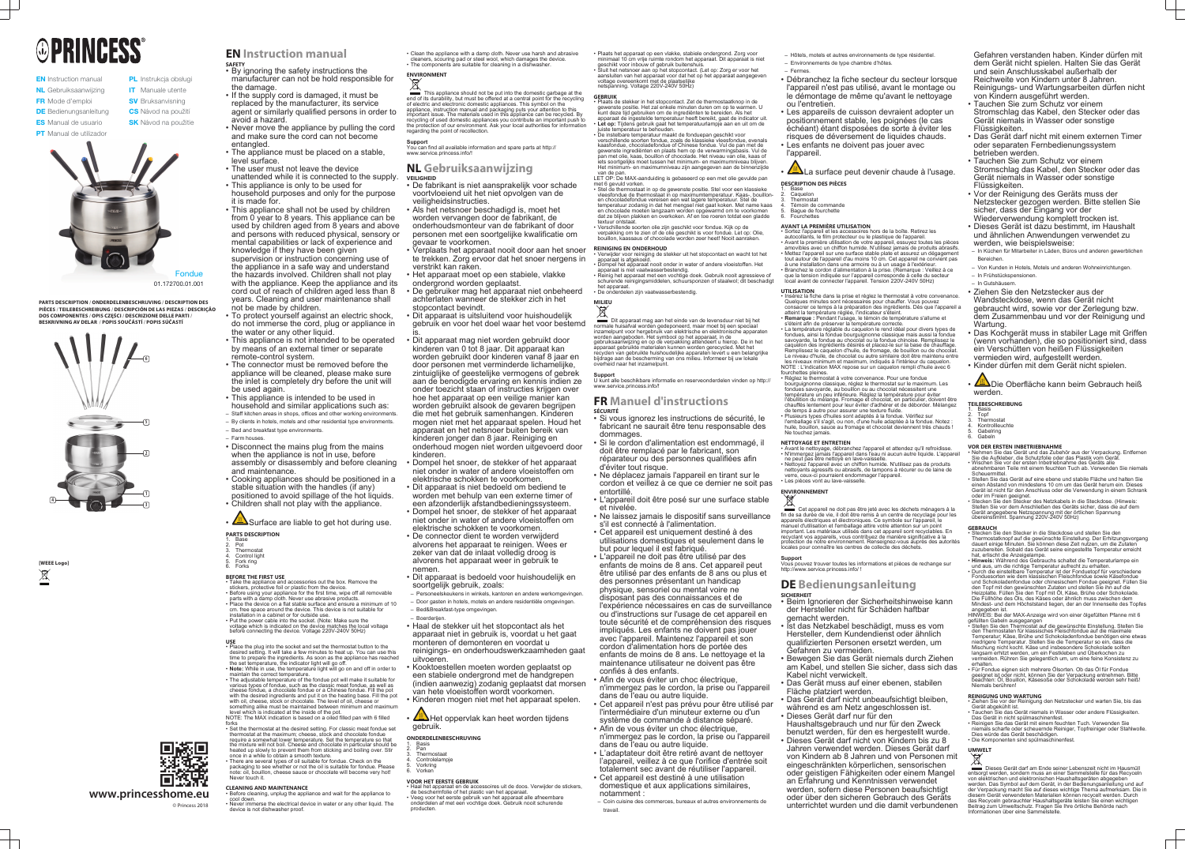# PRINCESS

**EN** Instruction manual
**NL** Gebruiksaanwijzing
**FR** Mode d'emploi
**DE** Bedienungsanleitung
**ES** Manual de usuario
**PT** Manual de utilizador
**PL** Instrukcja obsługi
**IT** Manuale utente
**SV** Bruksanvisning
**CS** Návod na použití
**SK** Návod na použitie

Fondue
01.172700.01.001

**PARTS DESCRIPTION / ONDERDELENBESCHRIJVING / DESCRIPTION DES PIÈCES / TEILEBESCHREIBUNG / DESCRIPCIÓN DE LAS PIEZAS / DESCRIÇÃO DOS COMPONENTES / OPIS CZĘŚCI / DESCRIZIONE DELLE PARTI / BESKRIVNING AV DELAR / POPIS SOUČÁSTÍ / POPIS SÚČASTÍ**

[WEEE Logo]

www.princesshome.eu

© Princess 2018

## EN Instruction manual

### SAFETY

- By ignoring the safety instructions the manufacturer can not be hold responsible for the damage.
- If the supply cord is damaged, it must be replaced by the manufacturer, its service agent or similarly qualified persons in order to avoid a hazard.
- Never move the appliance by pulling the cord and make sure the cord can not become entangled.
- The appliance must be placed on a stable, level surface.
- The user must not leave the device unattended while it is connected to the supply.
- This appliance is only to be used for household purposes and only for the purpose it is made for.
- This appliance shall not be used by children from 0 year to 8 years. This appliance can be used by children aged from 8 years and above and persons with reduced physical, sensory or mental capabilities or lack of experience and knowledge if they have been given supervision or instruction concerning use of the appliance in a safe way and understand the hazards involved. Children shall not play with the appliance. Keep the appliance and its cord out of reach of children aged less than 8 years. Cleaning and user maintenance shall not be made by children.
- To protect yourself against an electric shock, do not immerse the cord, plug or appliance in the water or any other liquid.
- This appliance is not intended to be operated by means of an external timer or separate remote-control system.
- The connector must be removed before the appliance will be cleaned, please make sure the inlet is completely dry before the unit will be used again.
- This appliance is intended to be used in household and similar applications such as:
  - Staff kitchen areas in shops, offices and other working environments.
  - By clients in hotels, motels and other residential type environments.
  - Bed and breakfast type environments.
  - Farm houses.
- Disconnect the mains plug from the mains when the appliance is not in use, before assembly or disassembly and before cleaning and maintenance.
- Cooking appliances should be positioned in a stable situation with the handles (if any) positioned to avoid spillage of the hot liquids.
- Children shall not play with the appliance.
- Surface are liable to get hot during use.

### PARTS DESCRIPTION

1. Base
2. Pot
3. Thermostat
4. Control light
5. Fork ring
6. Forks

### BEFORE THE FIRST USE

- Take the appliance and accessories out the box. Remove the stickers, protective foil or plastic from the device.
- Before using your appliance for the first time, wipe off all removable parts with a damp cloth. Never use abrasive products.
- Place the device on a flat stable surface and ensure a minimum of 10 cm. free space around the device. This device is not suitable for installation in a cabinet or for outside use.
- Put the power cable into the socket. (Note: Make sure the voltage which is indicated on the device matches the local voltage before connecting the device. Voltage 220V-240V 50Hz)

### USE

- Place the plug into the socket and set the thermostat button to the desired setting. It will take a few minutes to heat up. You can use this time to prepare the ingredients. As soon as the appliance has reached the set temperature, the indicator light will go off.
- **Note:** While in use, the temperature light will go on and off in order to maintain the correct temperature.
- The adjustable temperature of the fondue pet will make it suitable for various types of fondue, such as the classic meat fondue, as well as cheese fondue, a chocolate fondue or a Chinese fondue. Fill the pot with the desired ingredients and put it on the heating base. Fill the pot with oil, cheese, stock or chocolate. The level of oil, cheese or something alike must be maintained between minimum and maximum level which is indicated at the inside of the pot.

NOTE: The MAX indication is based on a oiled filled pan with 6 filled forks

- Set the thermostat at the desired setting. For classic meat fondue set thermostat at the maximum; cheese, stock and chocolate fondue require a somewhat lower temperature. Set the temperature so that the mixture will not boil. Cheese and chocolate in particular should be heated up slowly to prevent them from sticking and boiling over. Stir once in a while to obtain a smooth texture.
- There are several types of oil suitable for fondue. Check on the packaging to see whether or not the oil is suitable for fondue. Please note: oil, bouillon, cheese sauce or chocolate will become very hot! Never touch it.

### CLEANING AND MAINTENANCE

- Before cleaning, unplug the appliance and wait for the appliance to cool down.
- Never immerse the electrical device in water or any other liquid. The device is not dishwasher proof.
- Clean the appliance with a damp cloth. Never use harsh and abrasive cleaners, scouring pad or steel wool, which damages the device.
- The components are suitable for cleaning in a dishwasher.

### ENVIRONMENT

This appliance should not be put into the domestic garbage at the end of its durability, but must be offered at a central point for the recycling of electric and electronic domestic appliances. This symbol on the appliance, instruction manual and packaging puts your attention to this important issue. The materials used in this appliance can be recycled. By recycling of used domestic appliances you contribute an important push to the protection of our environment. Ask your local authorities for information regarding the point of recollection.

### Support

You can find all available information and spare parts at http://www.service.princess.info/!

## NL Gebruiksaanwijzing

### VEILIGHEID

- De fabrikant is niet aansprakelijk voor schade voortvloeiend uit het niet opvolgen van de veiligheidsinstructies.
- Als het netsnoer beschadigd is, moet het worden vervangen door de fabrikant, de onderhoudsmonteur van de fabrikant of door personen met een soortgelijke kwalificatie om gevaar te voorkomen.
- Verplaats het apparaat nooit door aan het snoer te trekken. Zorg ervoor dat het snoer nergens in verstrikt kan raken.
- Het apparaat moet op een stabiele, vlakke ondergrond worden geplaatst.
- De gebruiker mag het apparaat niet onbeheerd achterlaten wanneer de stekker zich in het stopcontact bevindt.
- Dit apparaat is uitsluitend voor huishoudelijk gebruik en voor het doel waar het voor bestemd is.
- Dit apparaat mag niet worden gebruikt door kinderen van 0 tot 8 jaar. Dit apparaat kan worden gebruikt door kinderen vanaf 8 jaar en door personen met verminderde lichamelijke, zintuiglijke of geestelijke vermogens of gebrek aan de benodigde ervaring en kennis indien ze onder toezicht staan of instructies krijgen over hoe het apparaat op een veilige manier kan worden gebruikt alsook de gevaren begrijpen die met het gebruik samenhangen. Kinderen mogen niet met het apparaat spelen. Houd het apparaat en het netsnoer buiten bereik van kinderen jonger dan 8 jaar. Reiniging en onderhoud mogen niet worden uitgevoerd door kinderen.
- Dompel het snoer, de stekker of het apparaat niet onder in water of andere vloeistoffen om elektrische schokken te voorkomen.
- Dit apparaat is niet bedoeld om bediend te worden met behulp van een externe timer of een afzonderlijk afstandbedieningssysteem.
- Dompel het snoer, de stekker of het apparaat niet onder in water of andere vloeistoffen om elektrische schokken te voorkomen.
- De connector dient te worden verwijderd alvorens het apparaat te reinigen. Wees er zeker van dat de inlaat volledig droog is alvorens het apparaat weer in gebruik te nemen.
- Dit apparaat is bedoeld voor huishoudelijk en soortgelijk gebruik, zoals:
  - Personeelskeukens in winkels, kantoren en andere werkomgevingen.
  - Door gasten in hotels, motels en andere residentiële omgevingen.
  - Bed&Breakfast-type omgevingen.
  - Boerderijen.
- Haal de stekker uit het stopcontact als het apparaat niet in gebruik is, voordat u het gaat monteren of demonteren en voordat u reinigings- en onderhoudswerkzaamheden gaat uitvoeren.
- Kooktoestellen moeten worden geplaatst op een stabiele ondergrond met de handgrepen (indien aanwezig) zodanig geplaatst dat morsen van hete vloeistoffen wordt voorkomen.
- Kinderen mogen niet met het apparaat spelen.
- Het oppervlak kan heet worden tijdens gebruik.

### ONDERDELENBESCHRIJVING

1. Basis
2. Pan
3. Thermostaat
4. Controlelampje
5. Vorkring
6. Vorken

### VOOR HET EERSTE GEBRUIK

- Haal het apparaat en de accessoires uit de doos. Verwijder de stickers, de beschermfolie of het plastic van het apparaat.
- Veeg voor het eerste gebruik van het apparaat alle afneembare onderdelen af met een vochtige doek. Gebruik nooit schurende producten.
- Plaats het apparaat op een vlakke, stabiele ondergrond. Zorg voor minimaal 10 cm vrije ruimte rondom het apparaat. Dit apparaat is niet geschikt voor inbouw of gebruik buitenshuis.
- Sluit het netsnoer aan op het stopcontact. (Let op: Zorg er voor het aansluiten van het apparaat voor dat het op het apparaat aangegeven voltage overeenkomt met de plaatselijke netspanning. Voltage 220V-240V 50Hz)

### GEBRUIK

- Plaats de stekker in het stopcontact. Zet de thermostaatknop in de gewenste positie. Het zal enkele minuten duren om op te warmen. U kunt deze tijd gebruiken om de ingrediënten te bereiden. Als het apparaat de ingestelde temperatuur heeft bereikt, gaat de indicator uit.
- **Let op:** Tijdens gebruik gaat het temperatuurlampje aan en uit om de juiste temperatuur te behouden.
- De instelbare temperatuur maakt de fonduepan geschikt voor verschillende soorten fondue, zoals de klassieke vleesfondue, evenals kaasfondue, chocoladefondue of Chinese fondue. Vul de pan met de gewenste ingrediënten en plaats hem op de verwarmingsbasis. Vul de pan met olie, kaas, bouillon of chocolade. Het niveau van olie, kaas of iets soortgelijks moet tussen het minimum- en maximumniveau blijven. Het minimum- en maximumniveau zijn aangegeven aan de binnenzijde van de pan.

LET OP: De MAX-aanduiding is gebaseerd op een met olie gevulde pan met 6 gevuld vorken.

- Stel de thermostaat in op de gewenste positie. Stel voor een klassieke vleesfondue de thermostaat in op maximumtemperatuur. Kaas-, bouillon- en chocoladefondue vereisen een wat lagere temperatuur. Stel de temperatuur zodanig in dat het mengsel niet gaat koken. Met name kaas en chocolade moeten langzaam worden opgewarmd om te voorkomen dat ze blijven plakken en overkoken. Af en toe roeren totdat een gladde textuur ontstaat.
- Verschillende soorten olie zijn geschikt voor fondue. Kijk op de verpakking om te zien of de olie geschikt is voor fondue. Let op: Olie, bouillon, kaassaus of chocolade worden zeer heet! Nooit aanraken.

### REINIGEN EN ONDERHOUD

- Verwijder voor reiniging de stekker uit het stopcontact en wacht tot het apparaat is afgekoeld.
- Dompel het apparaat nooit onder in water of andere vloeistoffen. Het apparaat is niet vaatwasserbestendig.
- Reinig het apparaat met een vochtige doek. Gebruik nooit agressieve of schurende reinigingsmiddelen, schuursponzen of staalwol; dit beschadigt het apparaat.
- De onderdelen zijn vaatwasserbestendig.

### MILIEU

Dit apparaat mag aan het einde van de levensduur niet bij het normale huisafval worden gedeponeerd, maar moet bij een speciaal inzamelpunt voor hergebruik van elektrische en elektronische apparaten worden aangeboden. Het symbool op het apparaat, in de gebruiksaanwijzing en op de verpakking attendeert u hierop. De in het apparaat gebruikte materialen kunnen worden gerecycled. Met het recyclen van gebruikte huishoudelijke apparaten levert u een belangrijke bijdrage aan de bescherming van ons milieu. Informeer bij uw lokale overheid naar het inzamelpunt.

### Support

U kunt alle beschikbare informatie en reserveonderdelen vinden op http://www.service.princess.info/!

## FR Manuel d'instructions

### SÉCURITÉ

- Si vous ignorez les instructions de sécurité, le fabricant ne saurait être tenu responsable des dommages.
- Si le cordon d'alimentation est endommagé, il doit être remplacé par le fabricant, son réparateur ou des personnes qualifiées afin d'éviter tout risque.
- Ne déplacez jamais l'appareil en tirant sur le cordon et veillez à ce que ce dernier ne soit pas entortillé.
- L'appareil doit être posé sur une surface stable et nivelée.
- Ne laissez jamais le dispositif sans surveillance s'il est connecté à l'alimentation.
- Cet appareil est uniquement destiné à des utilisations domestiques et seulement dans le but pour lequel il est fabriqué.
- L'appareil ne doit pas être utilisé par des enfants de moins de 8 ans. Cet appareil peut être utilisé par des enfants de 8 ans ou plus et des personnes présentant un handicap physique, sensoriel ou mental voire ne disposant pas des connaissances et de l'expérience nécessaires en cas de surveillance ou d'instructions sur l'usage de cet appareil en toute sécurité et de compréhension des risques impliqués. Les enfants ne doivent pas jouer avec l'appareil. Maintenez l'appareil et son cordon d'alimentation hors de portée des enfants de moins de 8 ans. Le nettoyage et la maintenance utilisateur ne doivent pas être confiés à des enfants.
- Afin de vous éviter un choc électrique, n'immergez pas le cordon, la prise ou l'appareil dans de l'eau ou autre liquide.
- Cet appareil n'est pas prévu pour être utilisé par l'intermédiaire d'un minuteur externe ou d'un système de commande à distance séparé.
- Afin de vous éviter un choc électrique, n'immergez pas le cordon, la prise ou l'appareil dans de l'eau ou autre liquide.
- L'adaptateur doit être retiré avant de nettoyer l'appareil, veillez à ce que l'orifice d'entrée soit totalement sec avant de réutiliser l'appareil.
- Cet appareil est destiné à une utilisation domestique et aux applications similaires, notamment :
  - Coin cuisine des commerces, bureaux et autres environnements de travail.
  - Hôtels, motels et autres environnements de type résidentiel.
  - Environnements de type chambre d'hôtes.
  - Fermes.
- Débranchez la fiche secteur du secteur lorsque l'appareil n'est pas utilisé, avant le montage ou le démontage de même qu'avant le nettoyage ou l'entretien.
- Les appareils de cuisson devraient adopter un positionnement stable, les poignées (le cas échéant) étant disposées de sorte à éviter les risques de déversement de liquides chauds.
- Les enfants ne doivent pas jouer avec l'appareil.
- La surface peut devenir chaude à l'usage.

### DESCRIPTION DES PIÈCES

1. Base
2. Caquelon
3. Thermostat
4. Témoin de commande
5. Bague de fourchette
6. Fourchettes

### AVANT LA PREMIÈRE UTILISATION

- Sortez l'appareil et les accessoires hors de la boîte. Retirez les autocollants, le film protecteur ou le plastique de l'appareil.
- Avant la première utilisation de votre appareil, essuyez toutes les pièces amovibles avec un chiffon humide. N'utilisez jamais de produits abrasifs.
- Mettez l'appareil sur une surface stable plate et assurez un dégagement tout autour de l'appareil d'au moins 10 cm. Cet appareil ne convient pas à une installation dans une armoire ou à un usage à l'extérieur.
- Branchez le cordon d'alimentation à la prise. (Remarque : Veillez à ce que la tension indiquée sur l'appareil corresponde à celle du secteur local avant de connecter l'appareil. Tension 220V-240V 50Hz)

### UTILISATION

- Insérez la fiche dans la prise et réglez le thermostat à votre convenance. Quelques minutes sont nécessaires pour chauffer. Vous pouvez consacrer ce temps à la préparation des ingrédients. Dès que l'appareil a atteint la température réglée, l'indicateur s'éteint.
- **Remarque :** Pendant l'usage, le témoin de température s'allume et s'éteint afin de préserver la température correcte.
- La température réglable du caquelon le rend idéal pour divers types de fondues, ainsi la fondue bourguignonne classique mais aussi la fondue savoyarde, la fondue au chocolat ou la fondue chinoise. Remplissez le caquelon des ingrédients désirés et placez-le sur la base de chauffage. Remplissez le caquelon d'huile, de fromage, de bouillon ou de chocolat. Le niveau d'huile, de chocolat ou autre similaire doit être maintenu entre les niveaux minimum et maximum, indiqués à l'intérieur du caquelon.

NOTE : L'indication MAX repose sur un caquelon rempli d'huile avec 6 fourchettes pleines.

- Réglez le thermostat à votre convenance. Pour une fondue bourguignonne classique, réglez le thermostat sur le maximum. Les fondues savoyarde, au bouillon ou au chocolat nécessitent une température un peu inférieure. Réglez la température pour éviter l'ébullition du mélange. Fromage et chocolat, en particulier, doivent être chauffés lentement pour leur éviter d'adhérer et de déborder. Mélangez de temps à autre pour assurer une texture fluide.
- Plusieurs types d'huiles sont adaptés à la fondue. Vérifiez sur l'emballage s'il s'agit, ou non, d'une huile adaptée à la fondue. Notez : huile, bouillon, sauce au fromage et chocolat deviennent très chauds ! Ne touchez jamais.

### NETTOYAGE ET ENTRETIEN

- Avant le nettoyage, débranchez l'appareil et attendez qu'il refroidisse.
- N'immergez jamais l'appareil dans l'eau ni aucun autre liquide. L'appareil ne peut pas être nettoyé en lave-vaisselle.
- Nettoyez l'appareil avec un chiffon humide. N'utilisez pas de produits nettoyants agressifs ou abrasifs, de tampons à récurer ou de laine de verre, ceux-ci pourraient endommager l'appareil.
- Les pièces vont au lave-vaisselle.

### ENVIRONNEMENT

Cet appareil ne doit pas être jeté avec les déchets ménagers à la fin de sa durée de vie, il doit être remis à un centre de recyclage pour les appareils électriques et électroniques. Ce symbole sur l'appareil, le manuel d'utilisation et l'emballage attire votre attention sur un point important. Les matériaux utilisés dans cet appareil sont recyclables. En recyclant vos appareils, vous contribuez de manière significative à la protection de notre environnement. Renseignez-vous auprès des autorités locales pour connaître les centres de collecte des déchets.

### Support

Vous pouvez trouver toutes les informations et pièces de rechange sur http://www.service.princess.info/ !

## DE Bedienungsanleitung

### SICHERHEIT

- Beim Ignorieren der Sicherheitshinweise kann der Hersteller nicht für Schäden haftbar gemacht werden.
- Ist das Netzkabel beschädigt, muss es vom Hersteller, dem Kundendienst oder ähnlich qualifizierten Personen ersetzt werden, um Gefahren zu vermeiden.
- Bewegen Sie das Gerät niemals durch Ziehen am Kabel, und stellen Sie sicher, dass sich das Kabel nicht verwickelt.
- Das Gerät muss auf einer ebenen, stabilen Fläche platziert werden.
- Das Gerät darf nicht unbeaufsichtigt bleiben, während es am Netz angeschlossen ist.
- Dieses Gerät darf nur für den Haushaltsgebrauch und nur für den Zweck benutzt werden, für den es hergestellt wurde.
- Dieses Gerät darf nicht von Kindern bis zu 8 Jahren verwendet werden. Dieses Gerät darf von Kindern ab 8 Jahren und von Personen mit eingeschränkten körperlichen, sensorischen oder geistigen Fähigkeiten oder einem Mangel an Erfahrung und Kenntnissen verwendet werden, sofern diese Personen beaufsichtigt oder über den sicheren Gebrauch des Geräts unterrichtet wurden und die damit verbundenen Gefahren verstanden haben. Kinder dürfen mit dem Gerät nicht spielen. Halten Sie das Gerät und sein Anschlusskabel außerhalb der Reichweite von Kindern unter 8 Jahren. Reinigungs- und Wartungsarbeiten dürfen nicht von Kindern ausgeführt werden.
- Tauchen Sie zum Schutz vor einem Stromschlag das Kabel, den Stecker oder das Gerät niemals in Wasser oder sonstige Flüssigkeiten.
- Das Gerät darf nicht mit einem externen Timer oder separaten Fernbedienungssystem betrieben werden.
- Tauchen Sie zum Schutz vor einem Stromschlag das Kabel, den Stecker oder das Gerät niemals in Wasser oder sonstige Flüssigkeiten.
- Vor der Reinigung des Geräts muss der Netzstecker gezogen werden. Bitte stellen Sie sicher, dass der Eingang vor der Wiederverwendung komplett trocken ist.
- Dieses Gerät ist dazu bestimmt, im Haushalt und ähnlichen Anwendungen verwendet zu werden, wie beispielsweise:
  - In Küchen für Mitarbeiter in Läden, Büros und anderen gewerblichen Bereichen.
  - Von Kunden in Hotels, Motels und anderen Wohneinrichtungen.
  - In Frühstückspensionen.
  - In Gutshäusern.
- Ziehen Sie den Netzstecker aus der Wandsteckdose, wenn das Gerät nicht gebraucht wird, sowie vor der Zerlegung bzw. dem Zusammenbau und vor der Reinigung und Wartung.
- Das Kochgerät muss in stabiler Lage mit Griffen (wenn vorhanden), die so positioniert sind, dass ein Verschütten von heißen Flüssigkeiten vermieden wird, aufgestellt werden.
- Kinder dürfen mit dem Gerät nicht spielen.
- Die Oberfläche kann beim Gebrauch heiß werden.

### TEILEBESCHREIBUNG

1. Basis
2. Topf
3. Thermostat
4. Kontrollleuchte
5. Gabelring
6. Gabeln

### VOR DER ERSTEN INBETRIEBNAHME

- Nehmen Sie das Gerät und das Zubehör aus der Verpackung. Entfernen Sie die Aufkleber, die Schutzfolie oder das Plastik vom Gerät.
- Wischen Sie vor der ersten Inbetriebnahme des Geräts alle abnehmbaren Teile mit einem feuchten Tuch ab. Verwenden Sie niemals Scheuermittel.
- Stellen Sie das Gerät auf eine ebene und stabile Fläche und halten Sie einen Abstand von mindestens 10 cm um das Gerät herum ein. Dieses Gerät ist nicht für den Anschluss oder die Verwendung in einem Schrank oder im Freien geeignet.
- Stecken Sie den Stecker des Netzkabels in die Steckdose. (Hinweis: Stellen Sie vor dem Anschließen des Geräts sicher, dass die auf dem Gerät angegebene Netzspannung mit der örtlichen Spannung übereinstimmt. Spannung 220V-240V 50Hz)

### GEBRAUCH

- Stecken Sie den Stecker in die Steckdose und stellen Sie den Thermostatknopf auf die gewünschte Einstellung. Der Erhitzungsvorgang dauert einige Minuten. Sie können diese Zeit nutzen, um die Zutaten zuzubereiten. Sobald das Gerät seine eingestellte Temperatur erreicht hat, erlischt die Anzeigelampe.
- **Hinweis:** Während des Gebrauchs schaltet die Temperaturlampe ein und aus, um die richtige Temperatur aufrecht zu erhalten.
- Durch die einstellbare Temperatur ist der Fonduetopf für verschiedene Fonduesorten wie dem klassischen Fleischfondue sowie Käsefondue und Schokoladenfondue oder chinesischem Fondue geeignet. Füllen Sie den Topf mit den gewünschten Zutaten und stellen Sie ihn auf die Heizplatte. Füllen Sie den Topf mit Öl, Käse, Brühe oder Schokolade. Die Füllhöhe des Öls, des Käses oder ähnlich muss zwischen dem Mindest- und dem Höchststand liegen, der an der Innenseite des Topfes angegeben ist.

HINWEIS: Bei der MAX-Anzeige wird von einer ölgefüllten Pfanne mit 6 gefüllten Gabeln ausgegangen

- Stellen Sie den Thermostat auf die gewünschte Einstellung. Stellen Sie den Thermostaten für klassisches Fleischfondue auf die maximale Temperatur; Käse, Brühe und Schokoladenfondue benötigen eine etwas niedrigere Temperatur. Stellen Sie die Temperatur so ein, dass die Mischung nicht kocht. Käse und insbesondere Schokolade sollten langsam erhitzt werden, um ein Festkleben und Überkochen zu vermeiden. Rühren Sie gelegentlich um, um eine feine Konsistenz zu erhalten.
- Für Fondue eignen sich mehrere Ölsorten. Ob das Öl für Fondue geeignet ist oder nicht, können Sie der Verpackung entnehmen. Bitte Beachten: Öl, Bouillon, Käsesoße oder Schokolade werden sehr heiß! Niemals berühren!

### REINIGUNG UND WARTUNG

- Ziehen Sie vor der Reinigung den Netzstecker und warten Sie, bis das Gerät abgekühlt ist.
- Tauchen Sie das Gerät niemals in Wasser oder andere Flüssigkeiten. Das Gerät ist nicht spülmaschinenfest.
- Reinigen Sie das Gerät mit einem feuchten Tuch. Verwenden Sie niemals scharfe oder scheuernde Reiniger, Topfreiniger oder Stahlwolle. Dies würde das Gerät beschädigen.
- Die Komponenten sind spülmaschinenfest.

### UMWELT

Dieses Gerät darf am Ende seiner Lebenszeit nicht im Hausmüll entsorgt werden, sondern muss an einer Sammelstelle für das Recyceln von elektrischen und elektronischen Haushaltsgeräten abgegeben werden. Das Symbol auf dem Gerät, in der Bedienungsanleitung und auf der Verpackung macht Sie auf dieses wichtige Thema aufmerksam. Die in diesem Gerät verwendeten Materialien können recycelt werden. Durch das Recyceln gebrauchter Haushaltsgeräte leisten Sie einen wichtigen Beitrag zum Umweltschutz. Fragen Sie Ihre örtliche Behörde nach Informationen über eine Sammelstelle.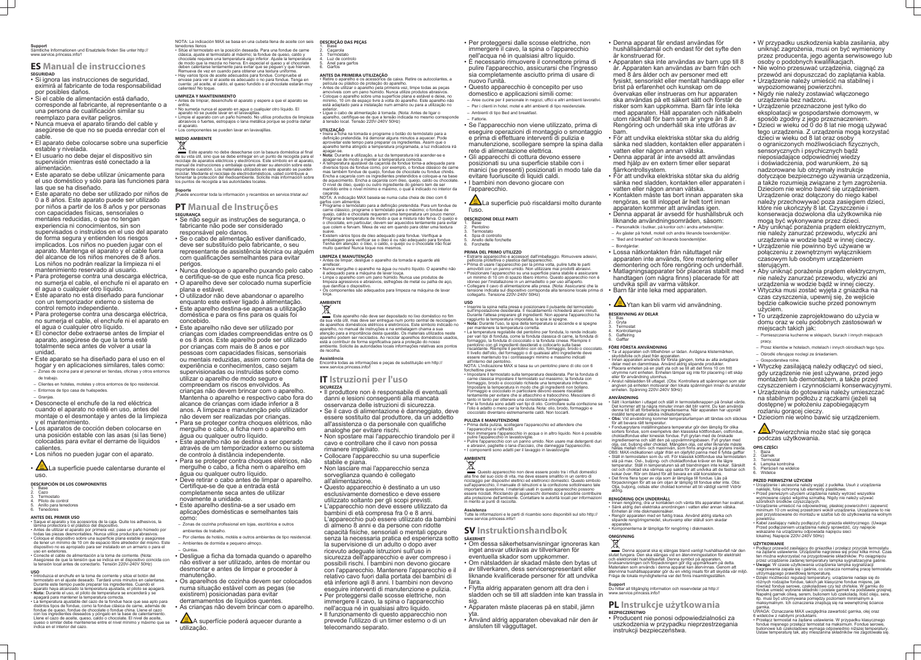**Support**
Sämtliche Informationen und Ersatzteile finden Sie unter http://www.service.princess.info!!

## ES Manual de instrucciones

**SEGURIDAD**

- Si ignora las instrucciones de seguridad, eximirá al fabricante de toda responsabilidad por posibles daños.
- Si el cable de alimentación está dañado, corresponde al fabricante, al representante o a una persona de cualificación similar su reemplazo para evitar peligros.
- Nunca mueva el aparato tirando del cable y asegúrese de que no se pueda enredar con el cable.
- El aparato debe colocarse sobre una superficie estable y nivelada.
- El usuario no debe dejar el dispositivo sin supervisión mientras esté conectado a la alimentación.
- Este aparato se debe utilizar únicamente para el uso doméstico y sólo para las funciones para las que se ha diseñado.
- Este aparato no debe ser utilizado por niños de 0 a 8 años. Este aparato puede ser utilizado por niños a partir de los 8 años y por personas con capacidades físicas, sensoriales o mentales reducidas, o que no tengan experiencia ni conocimientos, sin son supervisados o instruidos en el uso del aparato de forma segura y entienden los riesgos implicados. Los niños no pueden jugar con el aparato. Mantenga el aparato y el cable fuera del alcance de los niños menores de 8 años. Los niños no pueden realizar la limpieza ni el mantenimiento reservado al usuario.
- Para protegerse contra una descarga eléctrica, no sumerja el cable, el enchufe ni el aparato en el agua o cualquier otro líquido.
- Este aparato no está diseñado para funcionar con un temporizador externo o sistema de control remoto independiente.
- Para protegerse contra una descarga eléctrica, no sumerja el cable, el enchufe ni el aparato en el agua o cualquier otro líquido.
- El conector debe extraerse antes de limpiar el aparato, asegúrese de que la toma esté totalmente seca antes de volver a usar la unidad.
- Este aparato se ha diseñado para el uso en el hogar y en aplicaciones similares, tales como:
  - Zonas de cocina para el personal en tiendas, oficinas y otros entornos de trabajo.
  - Clientes en hoteles, moteles y otros entornos de tipo residencial.
  - Entornos de tipo casa de huéspedes.
  - Granjas.
- Desconecte el enchufe de la red eléctrica cuando el aparato no esté en uso, antes del montaje o el desmontaje y antes de la limpieza y el mantenimiento.
- Los aparatos de cocción deben colocarse en una posición estable con las asas (si las tiene) colocadas para evitar el derrame de líquidos calientes.
- Los niños no pueden jugar con el aparato.
- ⚠ La superficie puede calentarse durante el uso.

**DESCRIPCIÓN DE LOS COMPONENTES**

1. Base
2. Cazo
3. Termostato
4. Piloto de control
5. Anillo para tenedores
6. Tenedores

**ANTES DEL PRIMER USO**

- Saque el aparato y los accesorios de la caja. Quite los adhesivos, la lámina protectora o el plástico del dispositivo.
- Antes de utilizar el aparato por primera vez, pase un paño húmedo por todas las piezas desmontables. Nunca utilice productos abrasivos.
- Coloque el dispositivo sobre una superficie plana estable y asegúrese de tener un mínimo de 10 cm de espacio libre alrededor del mismo. Este dispositivo no es apropiado para ser instalado en un armario o para el uso en exteriores.
- Conecte el cable de alimentación a la toma de corriente. (Nota: Asegúrese de que la tensión que se indica en el dispositivo coincida con la tensión local antes de conectarlo. Tensión 220V-240V 50Hz)

**USO**

- Introduzca el enchufe en la toma de corriente y sitúe el botón del termostato en el ajuste deseado. Tardará unos minutos en calentarse. Durante este tiempo puede preparar los ingredientes. Cuando el aparato haya alcanzado la temperatura ajustada, el piloto se apagará.
- **Nota:** Durante el uso, el piloto de temperatura se encenderá y se apagará para mantener la temperatura correcta.
- La temperatura ajustable del cazo de la fondue hace que sea apto para distintos tipos de fondue, como la fondue clásica de carne, además de fondue de queso, fondue de chocolate o fondue china. Llene el cazo con los ingredientes deseados y póngalo en la base de calentamiento. Llene el cazo de aceite, queso, caldo o chocolate. El nivel de aceite, queso o similar debe mantenerse entre el nivel mínimo y máximo que se indica en el interior del cazo.

NOTA: La indicación MAX se basa en una cubeta llena de aceite con seis tenedores llenos

- Sitúe el termostato en la posición deseada. Para una fondue de carne clásica, ajuste el termostato al máximo; la fondue de queso, caldo y chocolate requiere una temperatura algo inferior. Ajuste la temperatura de modo que la mezcla no hierva. En especial el queso y el chocolate deben calentarse lentamente para evitar que se peguen y que hiervan. Remueva de vez en cuando para obtener una textura uniforme.
- Hay varios tipos de aceite adecuados para fondue. Compruebe el envase para ver si el aceite es adecuado o no para fondue. Tenga en cuenta: ¡el aceite, el caldo, el queso fundido o el chocolate estarán muy calientes! No toque.

**LIMPIEZA Y MANTENIMIENTO**

- Antes de limpiar, desenchufe el aparato y espere a que el aparato se enfríe.
- No sumerja nunca el aparato en agua o cualquier otro líquido. El aparato no se puede lavar en el lavavajillas.
- Limpie el aparato con un paño húmedo. No utilice productos de limpieza abrasivos o fuertes, estropajos o lana metálica porque se podría dañar el aparato.
- Los componentes se pueden lavar en lavavajillas.

**MEDIO AMBIENTE**

Este aparato no debe desecharse con la basura doméstica al final de su vida útil, sino que se debe entregar en un punto de recogida para el reciclaje de aparatos eléctricos y electrónicos. Este símbolo en el aparato, manual de instrucciones y embalaje quiere atraer su atención sobre esta importante cuestión. Los materiales utilizados en este aparato se pueden reciclar. Mediante el reciclaje de electrodomésticos, usted contribuye a fomentar la protección del medioambiente. Solicite más información sobre los puntos de recogida a las autoridades locales.

**Soporte**
¡Puede encontrar toda la información y recambios en service.tristar.eu!!

## PT Manual de Instruções

**SEGURANÇA**

- Se não seguir as instruções de segurança, o fabricante não pode ser considerado responsável pelo danos.
- Se o cabo de alimentação estiver danificado, deve ser substituído pelo fabricante, o seu representante de assistência técnica ou alguém com qualificações semelhantes para evitar perigos.
- Nunca desloque o aparelho puxando pelo cabo e certifique-se de que este nunca fica preso.
- O aparelho deve ser colocado numa superfície plana e estável.
- O utilizador não deve abandonar o aparelho enquanto este estiver ligado à alimentação.
- Este aparelho destina-se apenas a utilização doméstica e para os fins para os quais foi concebido.
- Este aparelho não deve ser utilizado por crianças com idades compreendidas entre os 0 e os 8 anos. Este aparelho pode ser utilizado por crianças com mais de 8 anos e por pessoas com capacidades físicas, sensoriais ou mentais reduzidas, assim como com falta de experiência e conhecimentos, caso sejam supervisionadas ou instruídas sobre como utilizar o aparelho de modo seguro e compreendam os riscos envolvidos. As crianças não devem brincar com o aparelho. Mantenha o aparelho e respectivo cabo fora do alcance de crianças com idade inferior a 8 anos. A limpeza e manutenção pelo utilizador não devem ser realizadas por crianças.
- Para se proteger contra choques elétricos, não mergulhe o cabo, a ficha nem o aparelho em água ou qualquer outro líquido.
- Este aparelho não se destina a ser operado através de um temporizador externo ou sistema de controlo à distância independente.
- Para se proteger contra choques elétricos, não mergulhe o cabo, a ficha nem o aparelho em água ou qualquer outro líquido.
- Deve retirar o cabo antes de limpar o aparelho. Certifique-se de que a entrada está completamente seca antes de utilizar novamente a unidade.
- Este aparelho destina-se a ser usado em aplicações domésticas e semelhantes tais como:
  - Zonas de cozinha profissional em lojas, escritórios e outros ambientes de trabalho.
  - Por clientes de hotéis, motéis e outros ambientes de tipo residencial.
  - Ambientes de dormida e pequeno almoço.
  - Quintas.
- Desligue a ficha da tomada quando o aparelho não estiver a ser utilizado, antes de montar ou desmontar e antes de limpar e proceder à manutenção.
- Os aparelhos de cozinha devem ser colocados numa situação estável com as pegas (se existirem) posicionadas para evitar derramamentos de líquidos quentes.
- As crianças não devem brincar com o aparelho.
- ⚠ A superfície poderá aquecer durante a utilização.

**DESCRIÇÃO DAS PEÇAS**

1. Base
2. Caçarola
3. Termóstato
4. Luz de controlo
5. Anel para garfos
6. Garfos

**ANTES DA PRIMEIRA UTILIZAÇÃO**

- Retire o aparelho e os acessórios da caixa. Retire os autocolantes, a película ou plástico de proteção do aparelho.
- Antes de utilizar o aparelho pela primeira vez, limpe todas as peças amovíveis com um pano húmido. Nunca utilize produtos abrasivos.
- Coloque o aparelho sobre uma superfície plana e estável e deixe, no mínimo, 10 cm de espaço livre à volta do aparelho. Este aparelho não está adaptado para a instalação num armário ou para a utilização no exterior.
- Ligue o cabo de alimentação à tomada. (Nota: Antes de ligar o aparelho, certifique-se de que a tensão indicada no mesmo corresponde à tensão local. Tensão 220V-240V 50Hz)

**UTILIZAÇÃO**

- Insira a ficha na tomada e programe o botão do termóstato para a definição pretendida. Irá demorar alguns minutos a aquecer. Pode aproveitar este tempo para preparar os ingredientes. Assim que o aparelho tenha atingido a temperatura programada, a luz indicadora irá apagar-se.
- **Nota:** Durante a utilização, a luz da temperatura irá acender-se e apagar-se de modo a manter a temperatura correcta.
- A temperatura ajustável da caçarola de fondue torna-a adequada para diversos tipos de fondue como, por exemplo, o fondue clássico de carne mas também fondue de queijo, fondue de chocolate ou fondue chinês. Encha a caçarola com os ingredientes pretendidos e coloque-a na base de aquecimento. Encha a caçarola com óleo, queijo, caldo ou chocolate. O nível de óleo, queijo ou outro ingrediente do género tem de ser mantido entre o nível mínimo e máximo, o qual é indicado no interior da caçarola.

NOTA: A indicação MAX baseia-se numa cuba cheia de óleo com 6 garfos com alimentos

- Programe o termóstato para a definição pretendida. Para um fondue de carne clássico, programe o termóstato para o máximo; o fondue de queijo, caldo e chocolate requerem uma temperatura um pouco menor. Programe a temperatura de modo a que a mistura não ferva. O queijo e o chocolate, em particular, devem ser aquecidos lentamente para evitar que colem e fervam. Mexa de vez em quando para obter uma textura suave.
- Existem vários tipos de óleo adequado para fondue. Verifique a embalagem para verificar se o óleo é ou não adequado para fondue. Tenha em atenção: o óleo, o caldo, o queijo ou o chocolate irão ficar muito quentes! Nunca toque nos mesmos.

**LIMPEZA E MANUTENÇÃO**

- Antes de limpar, desligue o aparelho da tomada e aguarde até arrefecer.
- Nunca mergulhe o aparelho na água ou noutro líquido. O aparelho não é adequado para a máquina de lavar louça.
- Limpe o aparelho com um pano húmido. Nunca use produtos de limpeza agressivos e abrasivos, esfregões de metal ou palha de aço, que danifica o dispositivo.
- Os componentes são adequados para limpeza na máquina de lavar loiça.

**AMBIENTE**

Este aparelho não deve ser depositado no lixo doméstico no fim da sua vida útil, mas deve ser entregue num ponto central de reciclagem de aparelhos domésticos eléctricos e electrónicos. Este símbolo indicado no aparelho, no manual de instruções e na embalagem chama a sua atenção para a importância desta questão. Os materiais utilizados neste aparelho podem ser reciclados. Ao reciclar aparelhos domésticos usados, está a contribuir de forma significativa para a proteção do nosso ambiente. Solicite às autoridades locais informações relativas aos pontos de recolha.

**Assistência**
Encontra todas as informações e peças de substituição em http://www.service.princess.info!!

## IT Istruzioni per l'uso

**SICUREZZA**

- Il produttore non è responsabile di eventuali danni e lesioni conseguenti alla mancata osservanza delle istruzioni di sicurezza.
- Se il cavo di alimentazione è danneggiato, deve essere sostituito dal produttore, da un addetto all'assistenza o da personale con qualifiche analoghe per evitare rischi.
- Non spostare mai l'apparecchio tirandolo per il cavo e controllare che il cavo non possa rimanere impigliato.
- Collocare l'apparecchio su una superficie stabile e piana.
- Non lasciare mai l'apparecchio senza sorveglianza quando è collegato all'alimentazione.
- Questo apparecchio è destinato a un uso esclusivamente domestico e deve essere utilizzato soltanto per gli scopi previsti.
- L'apparecchio non deve essere utilizzato da bambini di età compresa fra 0 e 8 anni. L'apparecchio può essere utilizzato da bambini di almeno 8 anni e da persone con ridotte capacità fisiche, sensoriali o mentali oppure senza la necessaria pratica ed esperienza sotto la supervisione di un adulto o dopo aver ricevuto adeguate istruzioni sull'uso in sicurezza dell'apparecchio e aver compreso i possibili rischi. I bambini non devono giocare con l'apparecchio. Mantenere l'apparecchio e il relativo cavo fuori dalla portata dei bambini di età inferiore agli 8 anni. I bambini non devono eseguire interventi di manutenzione e pulizia.
- Per proteggersi dalle scosse elettriche, non immergere il cavo, la spina o l'apparecchio nell'acqua né in qualsiasi altro liquido.
- Il funzionamento di questo apparecchio non prevede l'utilizzo di un timer esterno o di un telecomando separato.
- Per proteggersi dalle scosse elettriche, non immergere il cavo, la spina o l'apparecchio nell'acqua né in qualsiasi altro liquido.
- È necessario rimuovere il connettore prima di pulire l'apparecchio, assicurarsi che l'ingresso sia completamente asciutto prima di usare di nuovo l'unità.
- Questo apparecchio è concepito per uso domestico e applicazioni simili come:
  - Aree cucine per il personale in negozi, uffici e altri ambienti lavorativi.
  - Per i clienti in hotel, motel e altri ambienti di tipo residenziale.
  - Ambienti di tipo Bed and breakfast.
  - Fattorie.
- Se l'apparecchio non viene utilizzato, prima di eseguire operazioni di montaggio o smontaggio e prima di effettuare interventi di pulizia e manutenzione, scollegare sempre la spina dalla rete di alimentazione elettrica.
- Gli apparecchi di cottura devono essere posizionati su una superficie stabile con i manici (se presenti) posizionati in modo tale da evitare fuoriuscite di liquidi caldi.
- I bambini non devono giocare con l'apparecchio.
- ⚠ La superficie può riscaldarsi molto durante l'uso.

**DESCRIZIONE DELLE PARTI**

1. Base
2. Pentolino
3. Termostato
4. Spia di controllo
5. Anello delle forchette
6. Forchette

**PRIMA DEL PRIMO UTILIZZO**

- Estrarre apparecchio e accessori dall'imballaggio. Rimuovere adesivi, pellicola protettiva o plastica dall'apparecchio.
- Prima di usare l'apparecchio per la prima volta, pulire tutte le parti amovibili con un panno umido. Non utilizzare mai prodotti abrasivi.
- Posizionare l'apparecchio su una superficie piana stabile e assicurare un minimo di 10 cm di spazio libero intorno. Questo apparecchio non è idoneo per l'installazione in un armadietto o per uso all'aperto.
- Collegare il cavo di alimentazione alla presa. (Nota: Assicurarsi che la tensione indicata sul dispositivo corrisponda alla tensione locale prima di collegarlo. Tensione 220V-240V 50Hz)

**USO**

- Inserire la spina nella presa e posizionare il pulsante del termostato sull'impostazione desiderata. Il riscaldamento richiederà alcuni minuti. Durante l'attesa preparare gli ingredienti. Non appena l'apparecchio ha raggiunto la temperatura impostata, la spia si spegne.
- **Nota:** Durante l'uso, la spia della temperatura si accende e si spegne per mantenere la temperatura corretta.
- La temperatura regolabile del pentolino per fonduta, lo rende indicato per vari tipi di fonduta, come la fonduta classica di carne, la fonduta di formaggio, la fonduta di cioccolato o la fonduta cinese. Riempire il pentolino con gli ingredienti desiderati e collocarlo sulla base riscaldante. Riempire il pentolino con olio, formaggio, brodo o cioccolato. Il livello dell'olio, del formaggio o di qualsiasi altro ingrediente deve essere mantenuto tra i contrassegni minimo e massimo indicati all'interno del pentolino.

NOTA: L'indicazione MAX si basa su un pentolino pieno di olio con 6 forchettine piene

- Impostare il termostato sulla temperatura desiderata. Per la fonduta di carne classica impostare il termostato sul massimo; la fonduta con formaggio, brodo e cioccolato richiede una temperatura inferiore. Impostare la temperatura in modo che gli ingredienti non bollano. Formaggio e cioccolato in particolare devono essere riscaldati lentamente per evitare che si attacchino e traboccchino. Mescolare di tanto in tanto per ottenere una consistenza omogenea.
- Per la fonduta sono adatti vari tipi di olio. Controllare sulla confezione se l'olio è adatto o meno per la fonduta. Nota: olio, brodo, formaggio e cioccolato diventano estremamente caldi. Non toccarli.

**PULIZIA E MANUTENZIONE**

- Prima della pulizia, scollegare l'apparecchio ed attendere che l'apparecchio si raffreddi.
- Non immergere l'apparecchio in acqua o in altro liquido. Non è possibile pulire l'apparecchio in lavastoviglie.
- Pulire l'apparecchio con un panno umido. Non usare mai detergenti duri e abrasivi, pagliette o lana d'acciaio, che danneggi l'apparecchio.
- I componenti sono adatti per il lavaggio in lavastoviglie

**AMBIENTE**

Questo apparecchio non deve essere posto tra i rifiuti domestici alla fine del suo ciclo di vita, ma deve essere smaltito in un centro di riciclaggio per dispositivi elettrici ed elettronici domestici. Questo simbolo sull'apparecchio, il manuale di istruzioni e la confezione sottolineano tale importante questione. I materiali usati in questo apparecchio possono essere riciclati. Riciclando gli apparecchi domestici è possibile contribuire alla protezione dell'ambiente. Contattare le autorità locali per informazioni in merito ai punti di raccolta.

**Assistenza**
Tutte le informazioni e le parti di ricambio sono disponibili sul sito http://www.service.princess.info!!

## SV Instruktionshandbok

**SÄKERHET**

- Om dessa säkerhetsanvisningar ignoreras kan inget ansvar utkrävas av tillverkaren för eventuella skador som uppkommer.
- Om nätsladden är skadad måste den bytas ut av tillverkaren, dess servicerepresentant eller liknande kvalificerade personer för att undvika fara.
- Flytta aldrig apparaten genom att dra den i sladden och se till att sladden inte kan trassla in sig.
- Apparaten måste placeras på en stabil, jämn yta.
- Använd aldrig apparaten obevakad när den är ansluten till vägguttaget.
- Denna apparat får endast användas för hushållsändamål och endast för det syfte den är konstruerad för.
- Apparaten ska inte användas av barn upp till 8 år. Apparaten kan användas av barn från och med 8 års ålder och av personer med ett fysiskt, sensoriskt eller mentalt handikapp eller brist på erfarenhet och kunskap om de övervakas eller instrueras om hur apparaten ska användas på ett säkert sätt och förstår de risker som kan uppkomma. Barn får inte leka med apparaten. Håll apparaten och nätkabeln utom räckhåll för barn som är yngre än 8 år. Rengöring och underhåll ska inte utföras av barn.
- För att undvika elektriska stötar ska du aldrig sänka ned sladden, kontakten eller apparaten i vatten eller någon annan vätska.
- Denna apparat är inte avsedd att användas med hjälp av en extern timer eller separat fjärrkontrollsystem.
- För att undvika elektriska stötar ska du aldrig sänka ned sladden, kontakten eller apparaten i vatten eller någon annan vätska.
- Kontakten måste tas bort innan apparaten ska rengöras, se till inloppet är helt torrt innan apparaten kommer att användas igen.
- Denna apparat är avsedd för hushållsbruk och liknande användningsområden, såsom:
  - Personalkök i butiker, på kontor och i andra arbetsmiljöer.
  - Av gäster på hotell, motell och andra liknande boendemiljöer.
  - "Bed and breakfast" och liknande boendemiljöer.
  - Bondgårdar.
- Lossa nätkontakten från nätuttaget när apparaten inte används, före montering eller demontering och före rengöring och underhåll.
- Matlagningsapparater bör placeras stabilt med handtagen (om några finns) placerade för att undvika spill av varma vätskor.
- Barn får inte leka med apparaten.
- ⚠ Ytan kan bli varm vid användning.

**BESKRIVNING AV DELAR**

1. Bas
2. Gryta
3. Termostat
4. Kontrollampa
5. Gaffelring
6. Gafflar

**FÖRE FÖRSTA ANVÄNDNING**

- Ta ut apparaten och tillbehören ur lådan. Avlägsna klistermärken, skyddsfolie och plast från apparaten.
- Innan apparaten används för första gången, torka av alla avtagbara delar med en dammtrasa. Använd aldrig slipande produkter.
- Placera enheten på en plan yta och se till att det finns 10 cm fritt utrymme runt enheten. Enheten lämpar sig inte för placering i ett skåp eller för användning utomhus.
- Anslut nätsladden till uttaget. (Obs: Kontrollera att spänningen som står angiven på enheten motsvarar den lokala spänningen innan du ansluter enheten. Spänning 220V-240V 50Hz)

**ANVÄNDNING**

- Sätt i kontakten i uttaget och ställ in termostatknappen på önskat värde. Det kommer att ta några minuter innan det blir varmt. Du kan använda denna tid till att förbereda ingredienserna. När apparaten har uppnått inställd temperatur släcks indikatorlampan.
- **Obs:** Vid användning kommer temperaturlampan att tändas och släckas för att bevara rätt temperatur.
- Fonduegrytans inställningsbara temperatur gör den lämplig för olika sorters fondue, som exempelvis den klassiska köttfonduen, ostfondue, chokladfondue eller kinesisk fondue. Fyll grytan med de önskade ingredienserna och sätt den på uppvärmningsbasen. Fyll grytan med olja, ost, buljong eller choklad. Mängden olja, ost eller liknande måste hållas mellan min- och maxnivån, som finns angivna på grytans insida.

OBS: MAX-indikationen utgår ifrån en oljefylld panna med 6 fyllda gafflar

- Ställ in termostaten som du vill. För klassisk köttfondue ska termostaten stå på max. Ost-, buljong- och chokladfondue kräver en lite lägre temperatur. Ställ in temperaturen så att blandningen inte kokar. Särskilt ost och choklad ska värmas upp sakta för att undvika att de fastnar och kokar över. Rör om ibland för att bevara en slät konsistens.
- Det finns flera typer av olja som är lämpliga till fondue. Läs på förpackningen för att se om oljan är lämplig till fondue eller inte. Obs: Olja, buljong, ostsås eller choklad kommer att bli väldigt varmt! Vidrör aldrig.

**RENGÖRING OCH UNDERHÅLL**

- Innan rengöring, dra ur kontakten och vänta tills apparaten har svalnat.
- Sänk aldrig den elektriska anordningen i vatten eller annan vätska. Enheten är inte diskmaskinsäker.
- Rengör apparaten med en fuktig trasa. Använd aldrig starka och slipande rengöringsmedel, skursvamp eller stålull som skadar apparaten.
- Komponenterna är lämpliga för rengöring i diskmaskin.

**OMGIVNING**

Denna apparat ska ej slängas bland vanligt hushållsavfall när den slutat fungera. Den ska slängas vid en återvinningsstation för elektriskt och elektroniskt hushållsavfall. Denna symbol på apparaten, bruksanvisningen och förpackningen gör dig uppmärksam på detta. Materialen som används i denna apparat kan återvinnas. Genom att återvinna hushållsapparater gör du en viktig insats för att skydda vår miljö. Fråga de lokala myndigheterna var det finns insamlingsställen.

**Support**
Du hittar all tillgänglig information och reservdelar på http://www.service.princess.info!!

## PL Instrukcje użytkowania

**BEZPIECZEŃSTWO**

- Producent nie ponosi odpowiedzialności za uszkodzenia w przypadku nieprzestrzegania instrukcji bezpieczeństwa.
- W przypadku uszkodzenia kabla zasilania, aby uniknąć zagrożenia, musi on być wymieniony przez producenta, jego agenta serwisowego lub osoby o podobnych kwalifikacjach.
- Nie wolno przesuwać urządzenia, ciągnąć za przewód ani dopuszczać do zaplątania kabla.
- Urządzenie należy umieścić na stabilnej i wypoziomowanej powierzchni.
- Nigdy nie należy zostawiać włączonego urządzenia bez nadzoru.
- Urządzenie przeznaczone jest tylko do eksploatacji w gospodarstwie domowym, w sposób zgodny z jego przeznaczeniem.
- Dzieci w wieku od 0 do 8 lat nie mogą używać tego urządzenia. Z urządzenia mogą korzystać dzieci w wieku od 8 lat oraz osoby o ograniczonych możliwościach fizycznych, sensorycznych i psychicznych bądź nieposiadające odpowiedniej wiedzy i doświadczenia, pod warunkiem, że są nadzorowane lub otrzymały instrukcje dotyczące bezpiecznego używania urządzenia, a także rozumieją związane z tym zagrożenia. Dzieciom nie wolno bawić się urządzeniem. Urządzenie oraz dołączony do niego kabel należy przechowywać poza zasięgiem dzieci, które nie ukończyły 8 lat. Czyszczenie i konserwacja dozwolona dla użytkownika nie mogą być wykonywane przez dzieci.
- Aby uniknąć porażenia prądem elektrycznym, nie należy zanurzać przewodu, wtyczki ani urządzenia w wodzie bądź w innej cieczy.
- Urządzenie nie powinno być używane w połączeniu z zewnętrznym wyłącznikiem czasowym lub osobnym urządzeniem sterującym.
- Aby uniknąć porażenia prądem elektrycznym, nie należy zanurzać przewodu, wtyczki ani urządzenia w wodzie bądź w innej cieczy.
- Wtyczka musi zostać wyjęta z gniazdka na czas czyszczenia, upewnij się, że wejście będzie całkowicie suche przed ponownym użyciem.
- To urządzenie zaprojektowano do użycia w domu oraz w celu podobnych zastosowań w miejscach takich jak:
  - Pomieszczenia kuchenne w sklepach, biurach i innych miejscach pracy.
  - Przez klientów w hotelach, motelach i innych ośrodkach tego typu.
  - Ośrodki oferujące noclegi ze śniadaniem.
  - Gospodarstwa rolne.
- Wtyczkę zasilającą należy odłączyć od sieci, gdy urządzenie nie jest używane, przed jego montażem lub demontażem, a także przed czyszczeniem i czynnościami konserwacyjnymi.
- Urządzenia do gotowania należy umieszczać na stabilnym podłożu z rączkami (jeżeli są dostępne) w położeniu zapobiegającym rozlaniu gorącej cieczy.
- Dzieciom nie wolno bawić się urządzeniem.
- ⚠ Powierzchnia może stać się gorąca podczas użytkowania.

**OPIS CZĘŚCI**

1. Baza
2. Garnek
3. Termostat
4. Lampka kontrolna
5. Pierścień na widelce
6. Widelce

**PRZED PIERWSZYM UŻYCIEM**

- Urządzenie i akcesoria należy wyjąć z pudełka. Usuń z urządzenia naklejki, folię ochronną lub elementy plastikowe.
- Przed pierwszym użyciem urządzenia należy wytrzeć wszystkie wyjmowane części wilgotną szmatką. Nigdy nie należy używać ściernych środków czyszczących.
- Urządzenie umieścić na odpowiedniej, płaskiej powierzchni i zapewnić minimum 10 cm wolnej przestrzeni wokół urządzenia. Urządzenie to nie jest przystosowane do montażu w szafce lub do użytkowania na wolnym powietrzu.
- Kabel zasilający należy podłączyć do gniazda elektrycznego. (Uwaga: Przed podłączeniem urządzenia należy sprawdzić, czy napięcie wskazane na urządzeniu odpowiada napięciu sieci lokalnej. Napięcie 220V-240V 50Hz)

**UŻYTKOWANIE**

- Podłącz przewód zasilający do gniazdka i przełącz przycisk termostatu na żądane ustawienie. Urządzenie nagrzewa się przez kilka minut. Czas ten można wykorzystać na przygotowanie składników. Po osiągnięciu przez urządzenie żądanej temperatury lampka sygnalizacyjna gaśnie.
- **Uwaga:** W czasie użytkowania urządzenia lampka sygnalizacji nagrzewania zapala się i gaśnie, co oznacza normalną pracę termostatu utrzymującego prawidłową temperaturę.
- Dzięki możliwości regulacji temperatury, urządzenie nadaje się do różnych rodzajów fondue, takich jak klasyczne fondue mięsne, jak również fondue serowe, czekoladowe czy też chińskie. W garnku do fondue umieść wybrane składniki i postaw garnek na podstawie grzejnej. Napełnij garnek olejem, serem, bulionem lub czekoladą. Ilość oleju, sera, itp. musi być utrzymywana pomiędzy poziomem minimalnym a maksymalnym. Ich oznaczenia znajdują się we wewnętrznej ściance garnka.

UWAGA: Oznaczenie MAX uwzględnia zawartość garnka, olej oraz 6 widelców z nabitymi produktami.

- Przełącz termostat na żądane ustawienie. W przypadku klasycznego fondue mięsnego przełącz termostat na maksimum. Fondue serowe, bulionowe lub czekoladowe wymaga odpowiednio niższej temperatury. Ustaw temperaturę tak, aby mieszanina składników nie zagotowała się.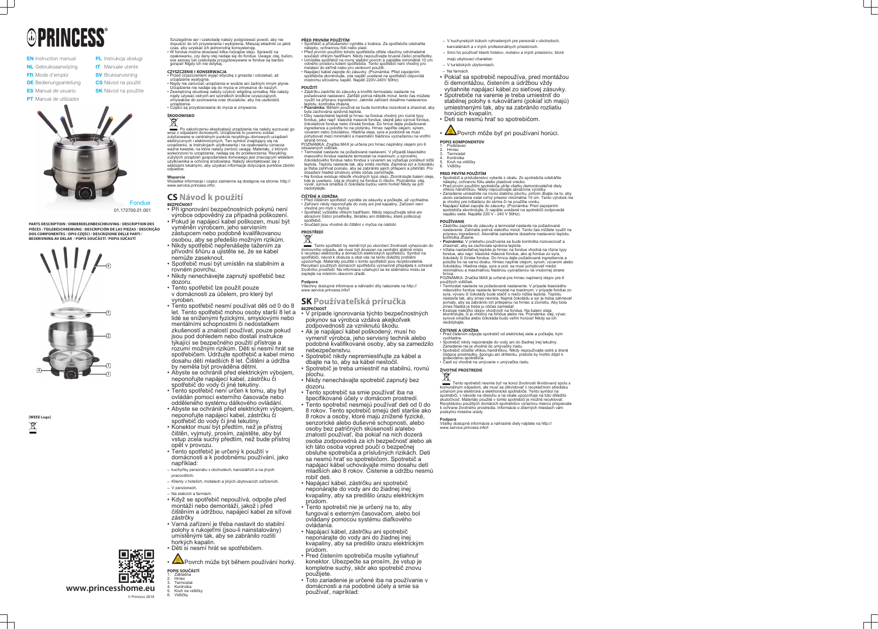# PRINCESS®

**EN** Instruction manual
**NL** Gebruiksaanwijzing
**FR** Mode d'emploi
**DE** Bedienungsanleitung
**ES** Manual de usuario
**PT** Manual de utilizador
**PL** Instrukcja obsługi
**IT** Manuale utente
**SV** Bruksanvisning
**CS** Návod na použití
**SK** Návod na použitie

Fondue
01.172700.01.001

**PARTS DESCRIPTION / ONDERDELENBESCHRIJVING / DESCRIPTION DES PIÈCES / TEILEBESCHREIBUNG / DESCRIPCIÓN DE LAS PIEZAS / DESCRIÇÃO DOS COMPONENTES / OPIS CZĘŚCI / DESCRIZIONE DELLE PARTI / BESKRIVNING AV DELAR / POPIS SOUČÁSTÍ / POPIS SÚČASTÍ**

6
5
2
1
4
3

[WEEE Logo]

www.princesshome.eu
© Princess 2018

Szczególnie ser i czekoladę należy podgrzewać powoli, aby nie dopuścić do ich przywierania i wykipienia. Mieszaj składniki co jakiś czas, aby uzyskać ich jednorodną konsystencję.
- W fondue można stosować kilka rodzajów oleju. Sprawdź na opakowaniu, czy dany olej nadaje się do fondue. Uwaga: olej, bulion, sos serowy lub czekolada przygotowywane w fondue będą bardzo gorące! Nigdy ich nie dotykaj.

**CZYSZCZENIE I KONSERWACJA**
- Przed czyszczeniem wyjąć wtyczkę z gniazda i odczekać, aż urządzenie wystygnie.
- Nigdy nie zanurzać urządzenia w wodzie ani żadnym innym płynie. Urządzenie nie nadaje się do mycia w zmywarce do naczyń.
- Zewnętrzną obudowę należy czyścić wilgotną szmatką. Nie należy nigdy używać ostrych ani szorstkich środków czyszczących, zmywaków do szorowania oraz druciaków, aby nie uszkodzić urządzenia.
- Części są przystosowane do mycia w zmywarce.

**ŚRODOWISKO**

Po zakończeniu eksploatacji urządzenia nie należy wyrzucać go wraz z odpadami domowymi. Urządzenie to powinno zostać zutylizowane w centralnym punkcie recyklingu domowych urządzeń elektrycznych i elektronicznych. Ten symbol znajdujący się na urządzeniu, w instrukcjach użytkowania i na opakowaniu oznacza ważne kwestie, na które należy zwrócić uwagę. Materiały, z których wytworzono to urządzenie, nadają się do przetworzenia. Recykling zużytych urządzeń gospodarstwa domowego jest znaczącym wkładem użytkownika w ochronę środowiska. Należy skontaktować się z władzami lokalnymi, aby uzyskać informacje dotyczące punktów zbiórki odpadów.

**Wsparcie**
Wszelkie informacje i części zamienne są dostępne na stronie: http://www.service.princess.info/.

## CS Návod k použití

**BEZPEČNOST**
- Při ignorování bezpečnostních pokynů není výrobce odpovědný za případná poškození.
- Pokud je napájecí kabel poškozen, musí být vyměněn výrobcem, jeho servisním zástupcem nebo podobně kvalifikovanou osobou, aby se předešlo možným rizikům.
- Nikdy spotřebič nepřenášejte tažením za přívodní šňůru a ujistěte se, že se kabel nemůže zaseknout.
- Spotřebič musí být umístěn na stabilním a rovném povrchu.
- Nikdy nenechávejte zapnutý spotřebič bez dozoru.
- Tento spotřebič lze použít pouze v domácnosti za účelem, pro který byl vyroben.
- Tento spotřebič nesmí používat děti od 0 do 8 let. Tento spotřebič mohou osoby starší 8 let a lidé se sníženými fyzickými, smyslovými nebo mentálními schopnostmi či nedostatkem zkušeností a znalostí používat, pouze pokud jsou pod dohledem nebo dostali instrukce týkající se bezpečného použití přístroje a rozumí možným rizikům. Děti si nesmí hrát se spotřebičem. Udržujte spotřebič a kabel mimo dosahu dětí mladších 8 let. Čištění a údržba by neměla být prováděna dětmi.
- Abyste se ochránili před elektrickým výbojem, neponořujte napájecí kabel, zástrčku či spotřebič do vody či jiné tekutiny.
- Tento spotřebič není určen k tomu, aby byl ovládán pomocí externího časovače nebo odděleného systému dálkového ovládání.
- Abyste se ochránili před elektrickým výbojem, neponořujte napájecí kabel, zástrčku či spotřebič do vody či jiné tekutiny.
- Konektor musí být předtím, než je přístroj čištěn, vyjmutý, prosím, zajistěte, aby byl vstup zcela suchý předtím. než bude přístroj opět v provozu.
- Tento spotřebič je určený k použití v domácnosti a k podobnému používání, jako například:
  - kuchyňky personálu v obchodech, kancelářích a na jiných pracovištích.
  - Klienty v hotelích, motelech a jiných ubytovacích zařízeních.
  - V penzionech.
  - Na statcích a farmách.
- Když se spotřebič nepoužívá, odpojte před montáží nebo demontáží, jakož i před čištěním a údržbou, napájecí kabel ze síťové zástrčky
- Varná zařízení je třeba nastavit do stabilní polohy s rukojeťmi (jsou-li nainstalovány) umístěnými tak, aby se zabránilo rozlití horkých kapalin.
- Děti si nesmí hrát se spotřebičem.
- Povrch může být během používání horký.

**POPIS SOUČÁSTÍ**
1. Základna
2. Hrnec
3. Termostat
4. Kontrolka
5. Kruh na vidličky
6. Vidličky

**PŘED PRVNÍM POUŽITÍM**
- Spotřebič a příslušenství vyjměte z krabice. Ze spotřebiče odstraňte nálepky, ochrannou fólii nebo plast.
- Před prvním použitím tohoto spotřebiče otřete všechny odnímatelné součásti vlhkým hadříkem. Nikdy nepoužívejte brusné čisticí prostředky.
- Umístěte spotřebič na rovný stabilní povrch a zajistěte minimálně 10 cm volného prostoru kolem spotřebiče. Tento spotřebič není vhodný pro instalaci do skříně nebo pro venkovní použití.
- Napájecí kabel zapojte do zásuvky. (Poznámka: Před zapojením spotřebiče zkontrolujte, zda napětí uvedené na spotřebiči odpovídá místnímu síťovému napětí. Napětí 220V-240V 50Hz)

**POUŽITÍ**
- Zástrčku zastrčte do zásuvky a knoflík termostatu nastavte na požadované nastavení. Zahřátí potrvá několik minut. tento čas můžete využít na přípravu ingrediencí. Jakmile zařízení dosáhne nastavenou teplotu, kontrolka zhasne.
- **Poznámka:** Během používání se bude kontrolka rozsvěcet a zhasínat, aby byla zachována správná teplota.
- Díky nastavitelné teplotě je hrnec na fondue vhodný pro různé typy fondue, jako např. klasické masové fondue, stejně jako sýrové fondue, čokoládové fondue nebo čínské fondue. Do hrnce dejte požadované ingredience a položte ho na plotýnku. Hrnec naplňte olejem, sýrem, vývarem nebo čokoládou. Hladina oleje, sýra a podobně se musí pohybovat mezi minimální a maximální hladinou vyznačenou na vnitřní straně hrnce.

POZNÁMKA: Značka MAX je určena pro hrnec naplněný olejem pro 6 obsazených vidliček.
- Termostat nastavte na požadované nastavení. V případě klasického masového fondue nastavte termostat na maximum; u sýrového, čokoládového fondue nebo fondue s vývarem se vyžaduje poněkud nižší teplota. Teplotu nastavte tak, aby směs nevřela. Zejména sýr a čokoládu je třeba zahřívat pomalu, aby se zabránilo jejich připálení a přehřátí. Pro dosažení hladké struktury směs občas zamíchejte.
- Na fondue existuje několik vhodných typů olejů. Zkontrolujte balení oleje, kde je uvedeno, zda je vhodný na fondue či nikoliv. Poznámka: olej, vývar, sýrová omáčka či čokoláda budou velmi horké! Nikdy se jich nedotýkejte.

**ČIŠTĚNÍ A ÚDRŽBA**
- Před čištěním spotřebič vypněte ze zásuvky a počkejte, až vychladne.
- Zařízení nikdy neponořujte do vody ani jiné kapaliny. Zařízení není vhodné pro mytí v myčce.
- Spotřebič vyčistěte vlhkým hadříkem. Nikdy nepoužívejte silné ani abrazivní čisticí prostředky, škrabku ani drátěnku, které poškozují spotřebič.
- Součásti jsou vhodné do čištění v myčce na nádobí.

**PROSTŘEDÍ**

Tento spotřebič by neměl být po ukončení životnosti vyhazován do domovního odpadu, ale musí být dovezen na centrální sběrné místo k recyklaci elektroniky a domácích elektrických spotřebičů. Symbol na spotřebiči, návod k obsluze a obal vás na tento důležitý problém upozorňuje. Materiály použité v tomto spotřebiči jsou recyklovatelné. Recyklací použitých domácích spotřebičů významně přispějete k ochraně životního prostředí. Na informace vztahující se ke sběrnému místu se zeptejte na místním obecním úřadě.

**Podpora**
Všechny dostupné informace a náhradní díly naleznete na http://www.service.princess.info/!

## SK Používateľská príručka

**BEZPEČNOSŤ**
- V prípade ignorovania týchto bezpečnostných pokynov sa výrobca vzdáva akejkoľvek zodpovednosti za vzniknutú škodu.
- Ak je napájací kábel poškodený, musí ho vymeniť výrobca, jeho servisný technik alebo podobne kvalifikovaná osoby, aby sa zamedzilo nebezpečenstvu.
- Spotrebič nikdy nepremiestňujte za kábel a dbajte na to, aby sa kábel nestočil.
- Spotrebič je treba umiestniť na stabilnú, rovnú plochu.
- Nikdy nenechávajte spotrebič zapnutý bez dozoru.
- Tento spotrebič sa smie používať iba na špecifikované účely v domácom prostredí.
- Tento spotrebič nesmejú používať deti od 0 do 8 rokov. Tento spotrebič smejú deti staršie ako 8 rokov a osoby, ktoré majú znížené fyzické, senzorické alebo duševné schopnosti, alebo osoby bez patričných skúseností a/alebo znalostí používať, iba pokiaľ na nich dozerá osoba zodpovedná za ich bezpečnosť alebo ak ich táto osoba vopred poučí o bezpečnej obsluhe spotrebiča a príslušných rizikách. Deti sa nesmú hrať so spotrebičom. Spotrebič a napájací kábel uchovávajte mimo dosahu detí mladších ako 8 rokov. Čistenie a údržbu nesmú robiť deti.
- Napájací kábel, zástrčku ani spotrebič neponárajte do vody ani do žiadnej inej kvapaliny, aby sa predišlo úrazu elektrickým prúdom.
- Tento spotrebič nie je určený na to, aby fungoval s externým časovačom, alebo bol ovládaný pomocou systému diaľkového ovládania.
- Napájací kábel, zástrčku ani spotrebič neponárajte do vody ani do žiadnej inej kvapaliny, aby sa predišlo úrazu elektrickým prúdom.
- Pred čistením spotrebiča musíte vytiahnuť konektor. Ubezpečte sa prosím, že vstup je kompletne suchý, skôr ako spotrebič znovu použijete.
- Toto zariadenie je určené iba na používanie v domácnosti a na podobné účely a smie sa používať, napríklad:
  - V kuchynských kútoch vyhradených pre personál v obchodoch, kanceláriách a v iných profesionálnych priestoroch.
  - Smú ho používať klienti hotelov, motelov a iných priestorov, ktoré majú ubytovací charakter.
  - V turistických ubytovniach.
  - Na farmách.
- Pokiaľ sa spotrebič nepoužíva, pred montážou či demontážou, čistením a údržbou vždy vytiahnite napájací kábel zo sieťovej zásuvky.
- Spotrebiče na varenie je treba umiestniť do stabilnej polohy s rukoväťami (pokiaľ ich majú) umiestnenými tak, aby sa zabránilo rozliatiu horúcich kvapalín.
- Deti sa nesmú hrať so spotrebičom.
- Povrch môže byť pri používaní horúci.

**POPIS KOMPONENTOV**
1. Podstavec
2. Hrniec
3. Termostat
4. Kontrolka
5. Kruh na vidličky
6. Vidličky

**PRED PRVÝM POUŽITÍM**
- Spotrebič a príslušenstvo vyberte z obalu. Zo spotrebiča odstráňte nálepky, ochrannú fóliu alebo plastové vrecko.
- Pred prvým použitím spotrebiča utrite všetky demontovateľné diely vlhkou handričkou. Nikdy nepoužívajte abrazívne výrobky.
- Zariadenie umiestnite na rovnú stabilnú plochu, pričom dbajte na to, aby okolo zariadenia ostal voľný priestor minimálne 10 cm. Tento výrobok nie je vhodný pre inštaláciu do skrine či na použitie vonku.
- Napájací kábel zapojte do zásuvky. (Poznámka: Pred zapojením spotrebiča skontrolujte, či napätie uvedené na spotrebiči zodpovedá napätiu siete. Napätie 220 V - 240 V 50Hz).

**POUŽÍVANIE**
- Zástrčku zapnite do zásuvky a termostat nastavte na požadované nastavenie. Zahriatie potrvá niekoľko minút. Tento čas môžete využiť na prípravu ingrediencií. Akonáhle zariadenie dosiahne nastavenú teplotu, kontrolka zhasne.
- **Poznámka:** V priebehu používania sa bude kontrolka rozsvecovať a zhasínať, aby sa zachovala správna teplota.
- Vďaka nastaviteľnej teplote je hrniec na fondue vhodná na rôzne typy fondue, ako napr. klasické mäsové fondue, ako aj fondue zo syra, čokolády či čínske fondue. Do hrnca dajte požadované ingrediencie a položte ho na varnú dosku. Hrniec naplňte olejom, syrom, vývarom alebo čokoládou. Hladina oleja, syra a pod. sa musí pohybovať medzi minimálnou a maximálnou hladinou vyznačenou na vnútornej strane hrnca.

POZNÁMKA: Značka MAX je určená pre hrniec naplnený olejom pre 6 použitých vidličiek.
- Termostat nastavte na požadované nastavenie. V prípade klasického mäsového fondue nastavte termostat na maximum; v prípade fondue zo syra, vývaru či čokolády bude stačiť o niečo nižšia teplota. Teplotu nastavte tak, aby zmes nevrela. Najmä čokoládu a syr je treba zahrievať pomaly, aby sa zabránilo ich pripáleniu na hrniec a zovretiu. Aby bola zmes hladká je treba ju občas zamiešať.
- Existuje niekoľko olejov vhodných na fondue. Na balení oleja skontrolujte, či je vhodný na fondue alebo nie. Poznámka: olej, vývar, syrová omáčka alebo čokoláda budú veľmi horúce! Nikdy sa ich nedotýkajte.

**ČISTENIE A ÚDRŽBA**
- Pred čistením odpojte spotrebič od elektrickej siete a počkajte, kým vychladne.
- Spotrebič nikdy neponárajte do vody ani do žiadnej inej tekutiny. Zariadenie nie je vhodné do umývačky riadu.
- Spotrebič očistite vlhkou handričkou. Nikdy nepoužívajte ostré a drsné čistiace prostriedky, špongiu ani drôtenku, pretože by mohlo dôjsť k poškodeniu spotrebiča.
- Časti sú vhodné na umývanie v umývačke riadu.

**ŽIVOTNÉ PROSTREDIE**

Tento spotrebič nesmie byť na konci životnosti likvidovaný spolu s komunálnym odpadom, ale musí sa zlikvidovať v recyklačnom stredisku určenom pre elektrické a elektronické spotrebiče. Tento symbol na spotrebiči, v návode na obsluhu a na obale upozorňuje na túto dôležitú skutočnosť. Materiály použité v tomto spotrebiči je možné recyklovať. Recykláciou použitých domácich spotrebičov výrazne môžete prispievate k ochrane životného prostredia. Informácie o zberných miestach vám poskytnú miestne úrady.

**Podpora**
Všetky dostupné informácie a náhradné diely nájdete na http://www.service.princess.info/!